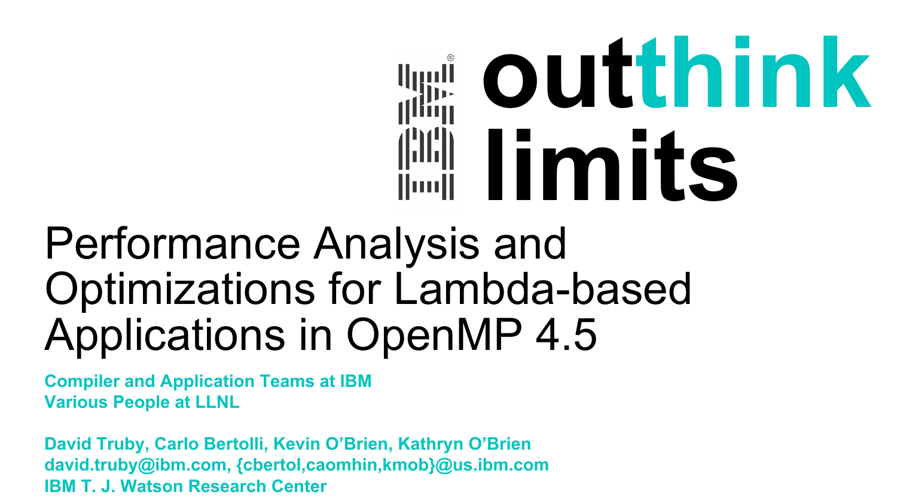outthink limits

# Performance Analysis and Optimizations for Lambda-based Applications in OpenMP 4.5

**Compiler and Application Teams at IBM**
**Various People at LLNL**

**David Truby, Carlo Bertolli, Kevin O'Brien, Kathryn O'Brien**
**david.truby@ibm.com, {cbertol,caomhin,kmob}@us.ibm.com**
**IBM T. J. Watson Research Center**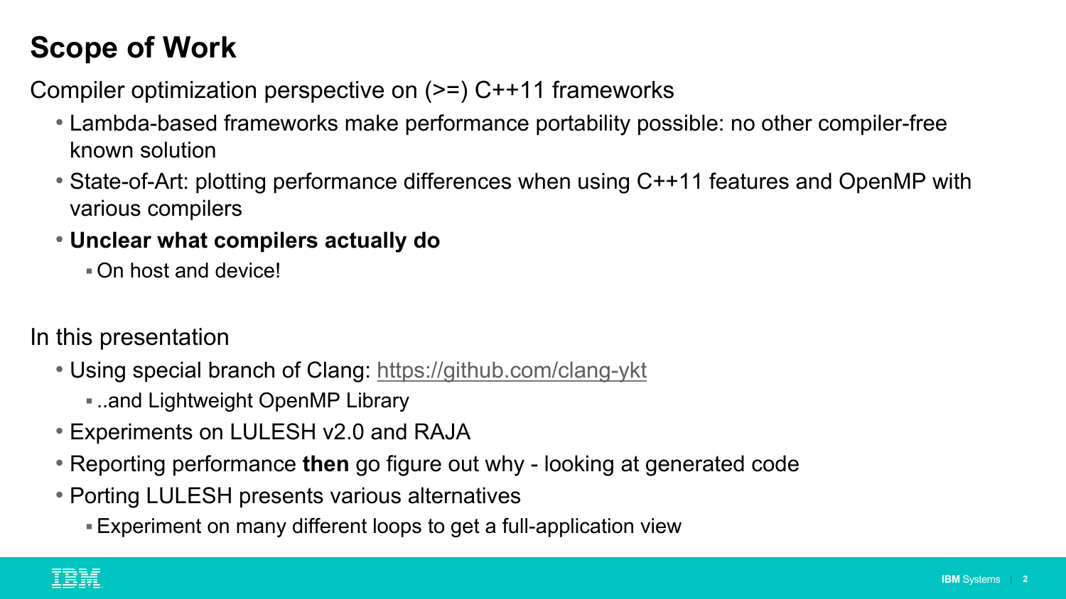# Scope of Work

Compiler optimization perspective on (>=) C++11 frameworks

- Lambda-based frameworks make performance portability possible: no other compiler-free known solution
- State-of-Art: plotting performance differences when using C++11 features and OpenMP with various compilers
- **Unclear what compilers actually do**
  - On host and device!

In this presentation

- Using special branch of Clang: [https://github.com/clang-ykt](https://github.com/clang-ykt)
  - ..and Lightweight OpenMP Library
- Experiments on LULESH v2.0 and RAJA
- Reporting performance **then** go figure out why - looking at generated code
- Porting LULESH presents various alternatives
  - Experiment on many different loops to get a full-application view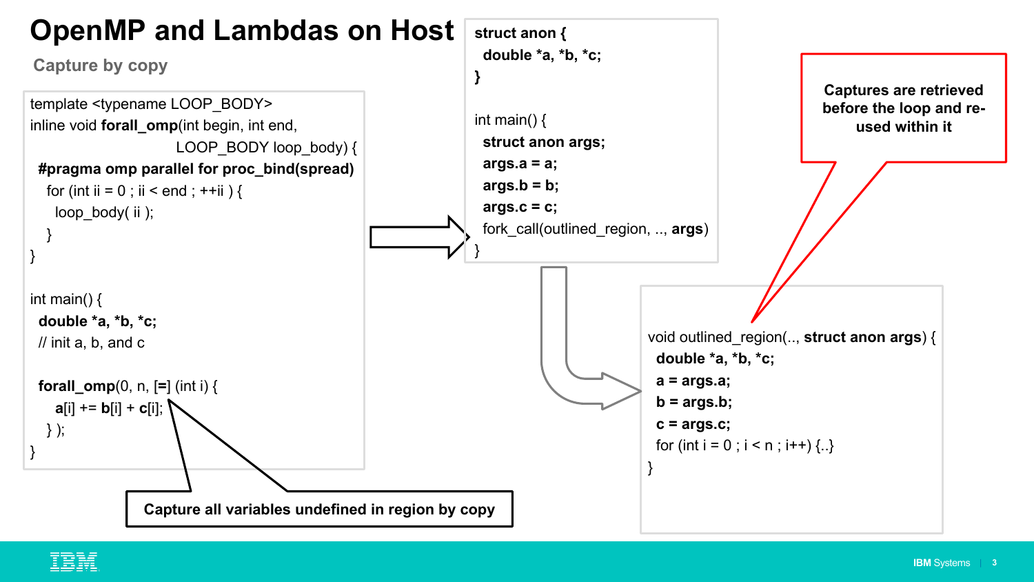# OpenMP and Lambdas on Host

## Capture by copy

```
template <typename LOOP_BODY>
inline void forall_omp(int begin, int end,
                       LOOP_BODY loop_body) {
  #pragma omp parallel for proc_bind(spread)
    for (int ii = 0 ; ii < end ; ++ii ) {
      loop_body( ii );
    }
}

int main() {
  double *a, *b, *c;
  // init a, b, and c

  forall_omp(0, n, [=] (int i) {
      a[i] += b[i] + c[i];
  } );
}
```

**Capture all variables undefined in region by copy**

```
struct anon {
  double *a, *b, *c;
}

int main() {
  struct anon args;
  args.a = a;
  args.b = b;
  args.c = c;
  fork_call(outlined_region, .., args)
}
```

```
void outlined_region(.., struct anon args) {
  double *a, *b, *c;
  a = args.a;
  b = args.b;
  c = args.c;
  for (int i = 0 ; i < n ; i++) {..}
}
```

**Captures are retrieved before the loop and re-used within it**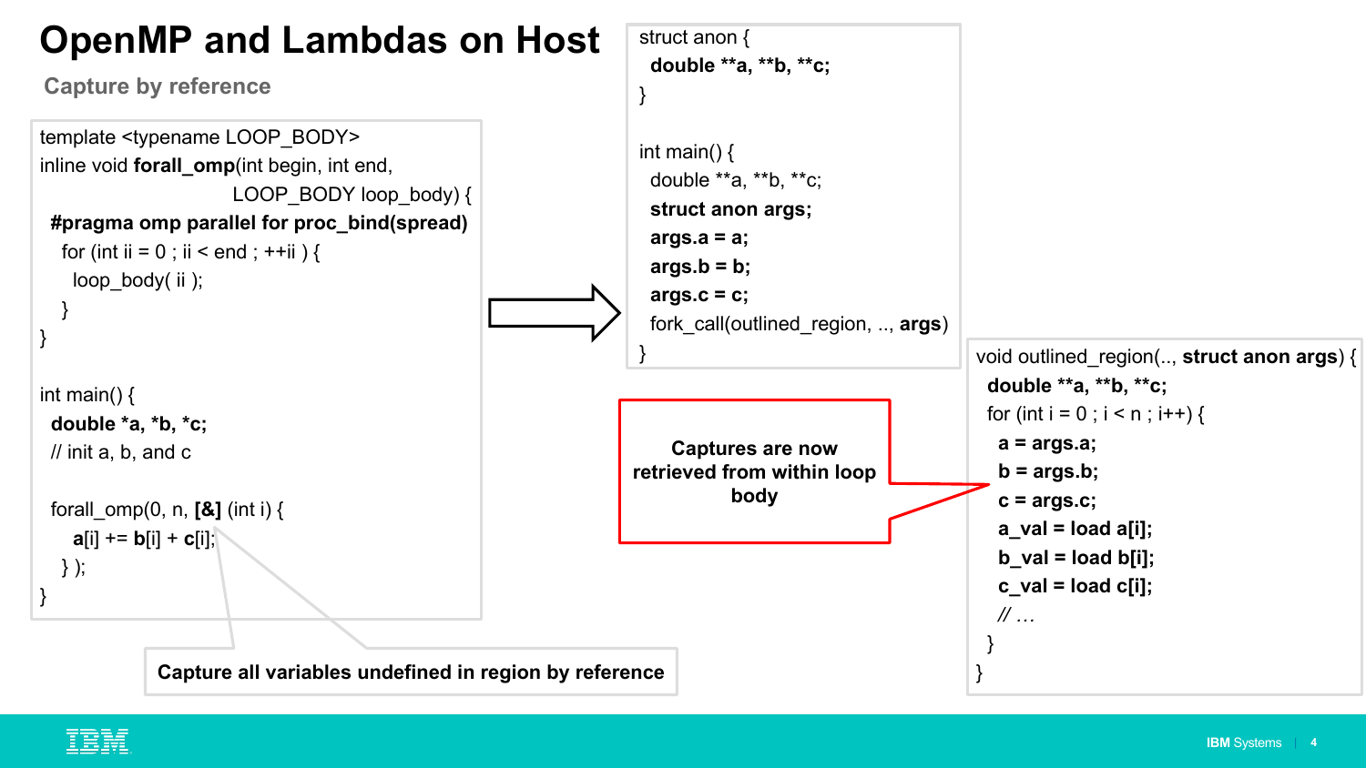# OpenMP and Lambdas on Host

## Capture by reference

```
template <typename LOOP_BODY>
inline void forall_omp(int begin, int end,
                       LOOP_BODY loop_body) {
  #pragma omp parallel for proc_bind(spread)
    for (int ii = 0 ; ii < end ; ++ii ) {
      loop_body( ii );
    }
}

int main() {
  double *a, *b, *c;
  // init a, b, and c

  forall_omp(0, n, [&] (int i) {
     a[i] += b[i] + c[i];
   } );
}
```

**Capture all variables undefined in region by reference**

```
struct anon {
  double **a, **b, **c;
}

int main() {
  double **a, **b, **c;
  struct anon args;
  args.a = a;
  args.b = b;
  args.c = c;
  fork_call(outlined_region, .., args)
}
```

```
void outlined_region(.., struct anon args) {
  double **a, **b, **c;
  for (int i = 0 ; i < n ; i++) {
    a = args.a;
    b = args.b;
    c = args.c;
    a_val = load a[i];
    b_val = load b[i];
    c_val = load c[i];
    // …
  }
}
```

**Captures are now retrieved from within loop body**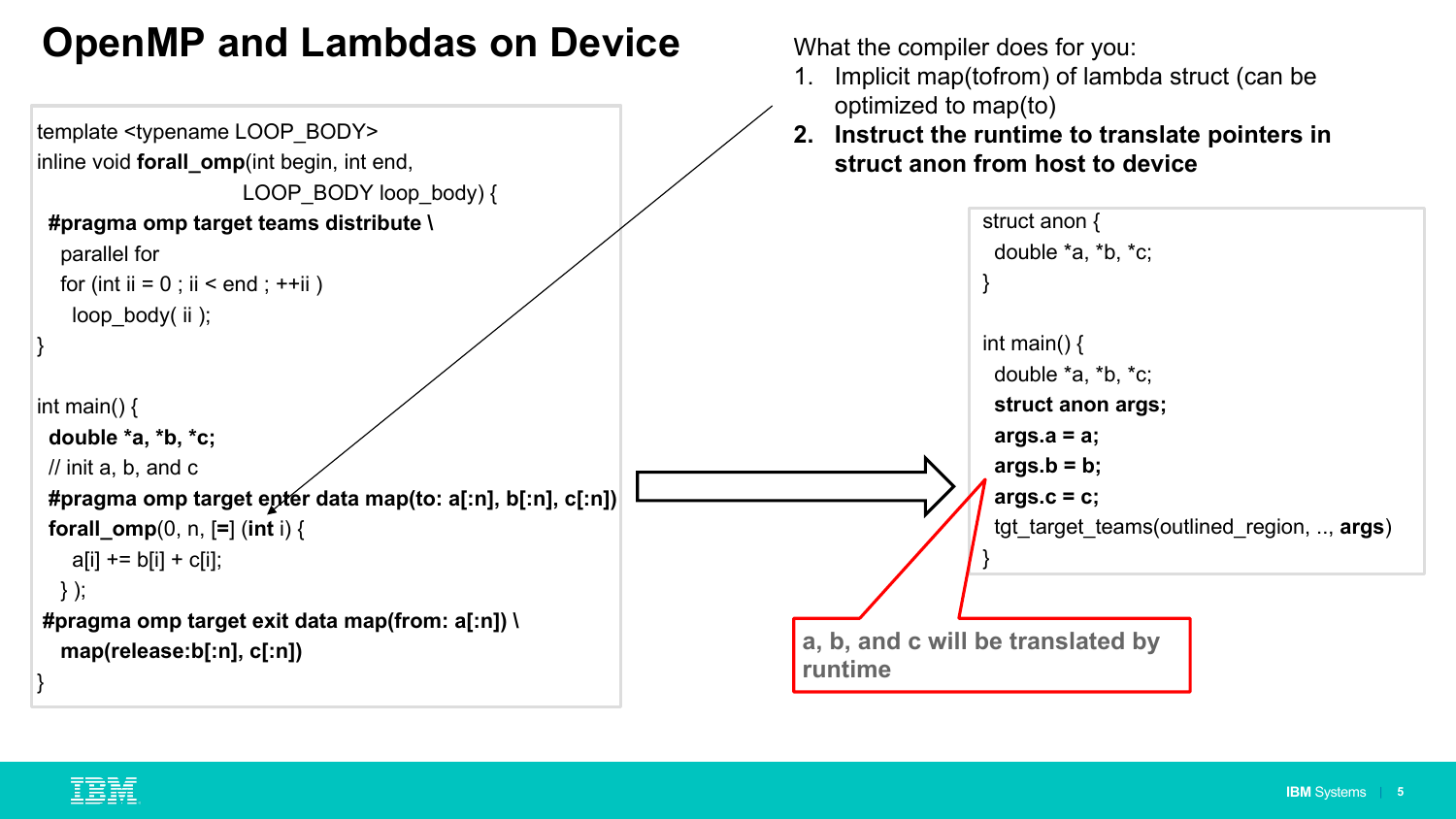# OpenMP and Lambdas on Device

```
template <typename LOOP_BODY>
inline void forall_omp(int begin, int end,
                       LOOP_BODY loop_body) {
 #pragma omp target teams distribute \
   parallel for
   for (int ii = 0 ; ii < end ; ++ii )
     loop_body( ii );
}

int main() {
 double *a, *b, *c;
 // init a, b, and c
 #pragma omp target enter data map(to: a[:n], b[:n], c[:n])
 forall_omp(0, n, [=] (int i) {
     a[i] += b[i] + c[i];
   } );
 #pragma omp target exit data map(from: a[:n]) \
   map(release:b[:n], c[:n])
}
```

What the compiler does for you:

1. Implicit map(tofrom) of lambda struct (can be optimized to map(to)
2. **Instruct the runtime to translate pointers in struct anon from host to device**

```
struct anon {
  double *a, *b, *c;
}

int main() {
  double *a, *b, *c;
  struct anon args;
  args.a = a;
  args.b = b;
  args.c = c;
  tgt_target_teams(outlined_region, .., args)
}
```

**a, b, and c will be translated by runtime**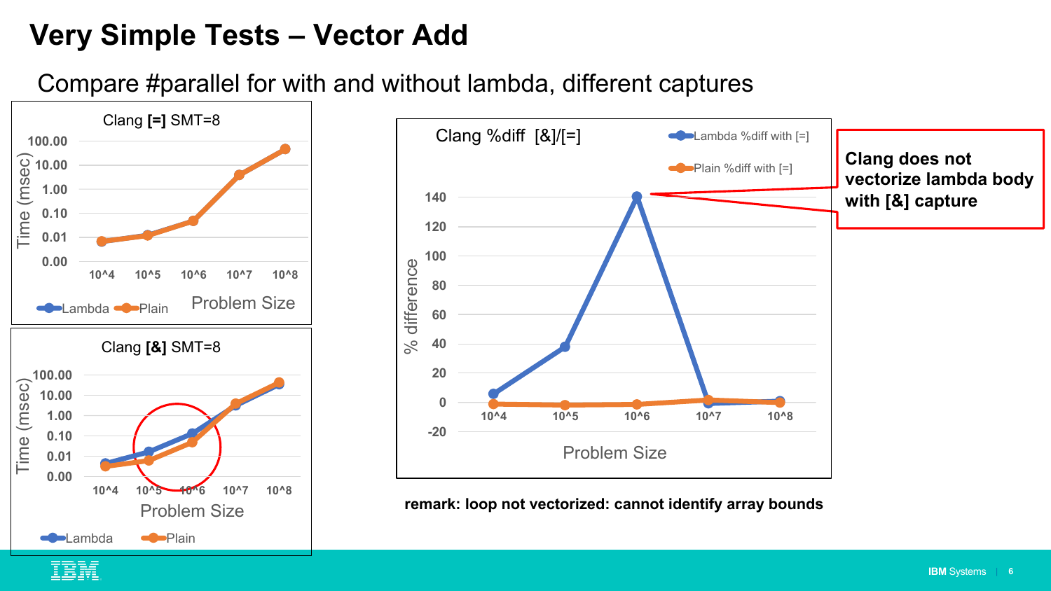# Very Simple Tests – Vector Add

Compare #parallel for with and without lambda, different captures

Clang [=] SMT=8

Time (msec): 100.00, 10.00, 1.00, 0.10, 0.01, 0.00

Problem Size: 10^4, 10^5, 10^6, 10^7, 10^8

Lambda, Plain

Clang [&] SMT=8

Time (msec): 100.00, 10.00, 1.00, 0.10, 0.01, 0.00

Problem Size: 10^4, 10^5, 10^6, 10^7, 10^8

Lambda, Plain

Clang %diff [&]/[=]

Lambda %diff with [=]

Plain %diff with [=]

% difference: 140, 120, 100, 80, 60, 40, 20, 0, -20

Problem Size: 10^4, 10^5, 10^6, 10^7, 10^8

**Clang does not vectorize lambda body with [&] capture**

**remark: loop not vectorized: cannot identify array bounds**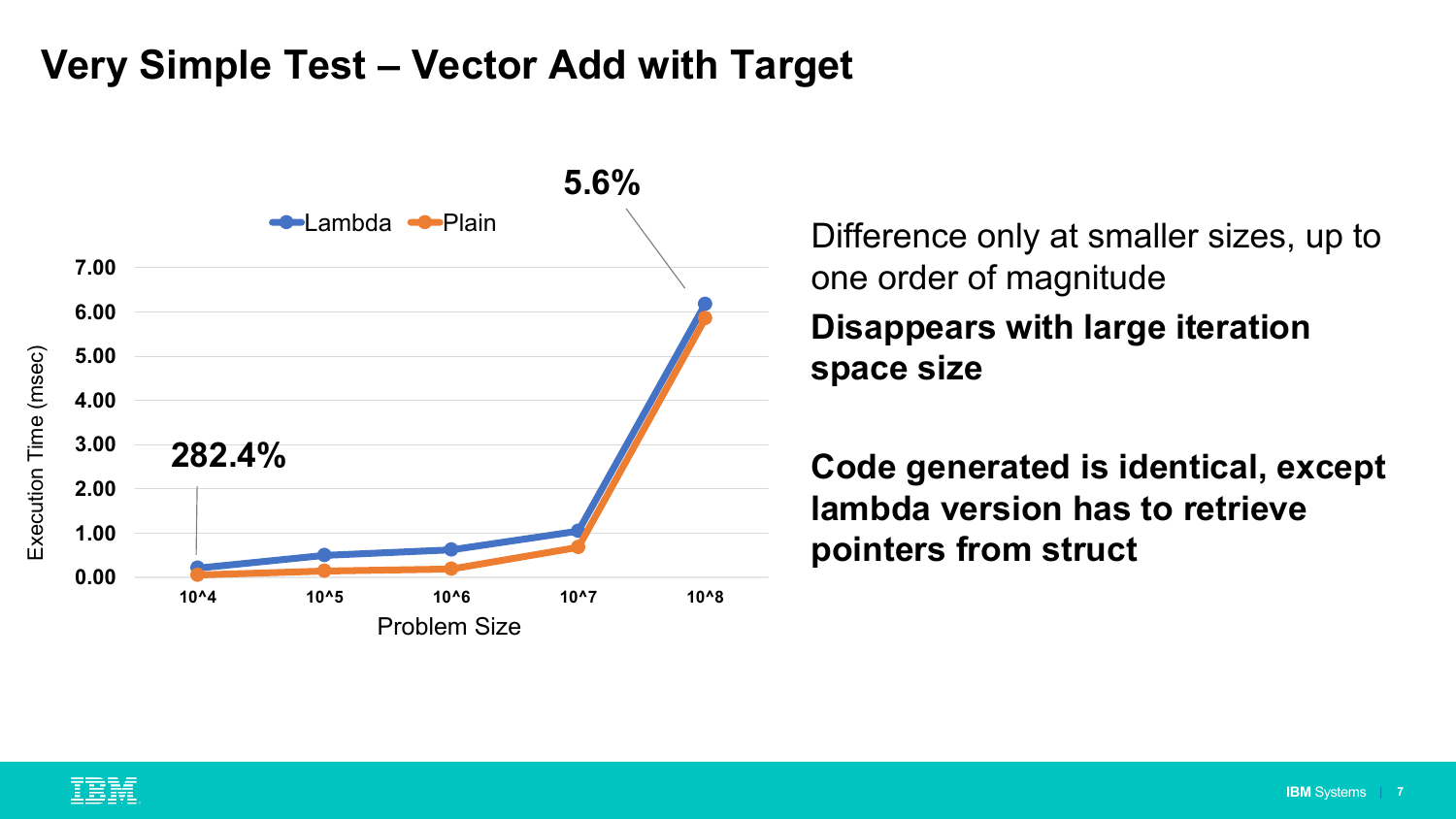# Very Simple Test – Vector Add with Target

Lambda | Plain

5.6%

282.4%

Execution Time (msec)

Problem Size

Difference only at smaller sizes, up to one order of magnitude

**Disappears with large iteration space size**

**Code generated is identical, except lambda version has to retrieve pointers from struct**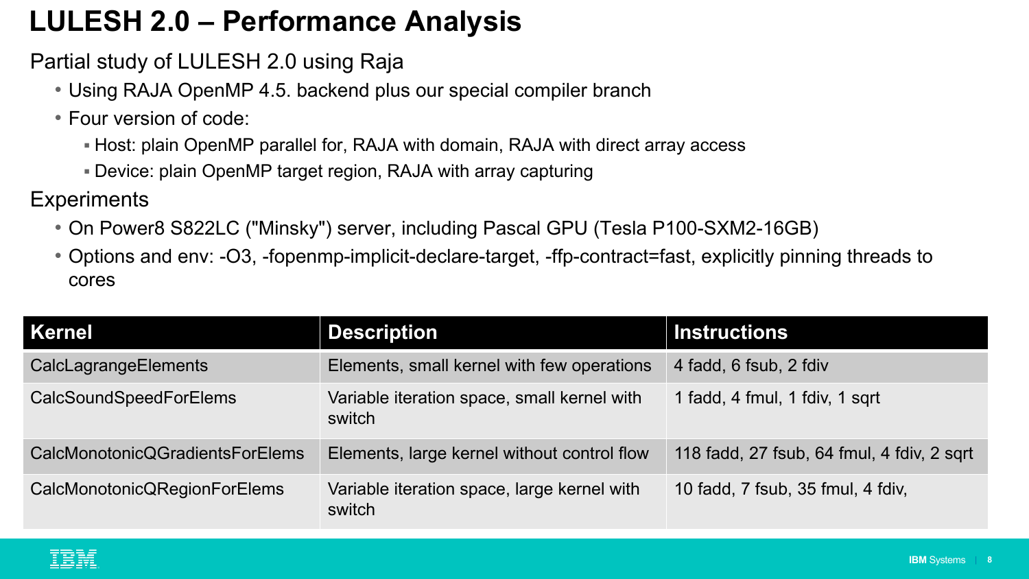# LULESH 2.0 – Performance Analysis

Partial study of LULESH 2.0 using Raja

- Using RAJA OpenMP 4.5. backend plus our special compiler branch
- Four version of code:
  - Host: plain OpenMP parallel for, RAJA with domain, RAJA with direct array access
  - Device: plain OpenMP target region, RAJA with array capturing

Experiments

- On Power8 S822LC ("Minsky") server, including Pascal GPU (Tesla P100-SXM2-16GB)
- Options and env: -O3, -fopenmp-implicit-declare-target, -ffp-contract=fast, explicitly pinning threads to cores

| Kernel | Description | Instructions |
|---|---|---|
| CalcLagrangeElements | Elements, small kernel with few operations | 4 fadd, 6 fsub, 2 fdiv |
| CalcSoundSpeedForElems | Variable iteration space, small kernel with switch | 1 fadd, 4 fmul, 1 fdiv, 1 sqrt |
| CalcMonotonicQGradientsForElems | Elements, large kernel without control flow | 118 fadd, 27 fsub, 64 fmul, 4 fdiv, 2 sqrt |
| CalcMonotonicQRegionForElems | Variable iteration space, large kernel with switch | 10 fadd, 7 fsub, 35 fmul, 4 fdiv, |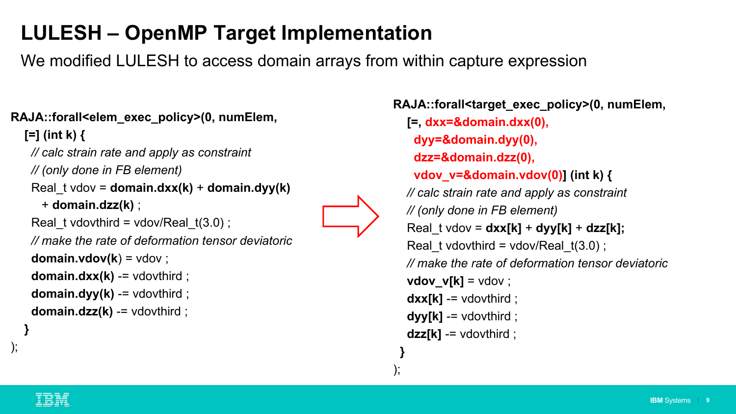# LULESH – OpenMP Target Implementation

We modified LULESH to access domain arrays from within capture expression

```
RAJA::forall<elem_exec_policy>(0, numElem,
  [=] (int k) {
    // calc strain rate and apply as constraint
    // (only done in FB element)
    Real_t vdov = domain.dxx(k) + domain.dyy(k)
      + domain.dzz(k) ;
    Real_t vdovthird = vdov/Real_t(3.0) ;
    // make the rate of deformation tensor deviatoric
    domain.vdov(k) = vdov ;
    domain.dxx(k) -= vdovthird ;
    domain.dyy(k) -= vdovthird ;
    domain.dzz(k) -= vdovthird ;
  }
);
```

```
RAJA::forall<target_exec_policy>(0, numElem,
  [=, dxx=&domain.dxx(0),
    dyy=&domain.dyy(0),
    dzz=&domain.dzz(0),
    vdov_v=&domain.vdov(0)] (int k) {
  // calc strain rate and apply as constraint
  // (only done in FB element)
  Real_t vdov = dxx[k] + dyy[k] + dzz[k];
  Real_t vdovthird = vdov/Real_t(3.0) ;
  // make the rate of deformation tensor deviatoric
  vdov_v[k] = vdov ;
  dxx[k] -= vdovthird ;
  dyy[k] -= vdovthird ;
  dzz[k] -= vdovthird ;
 }
);
```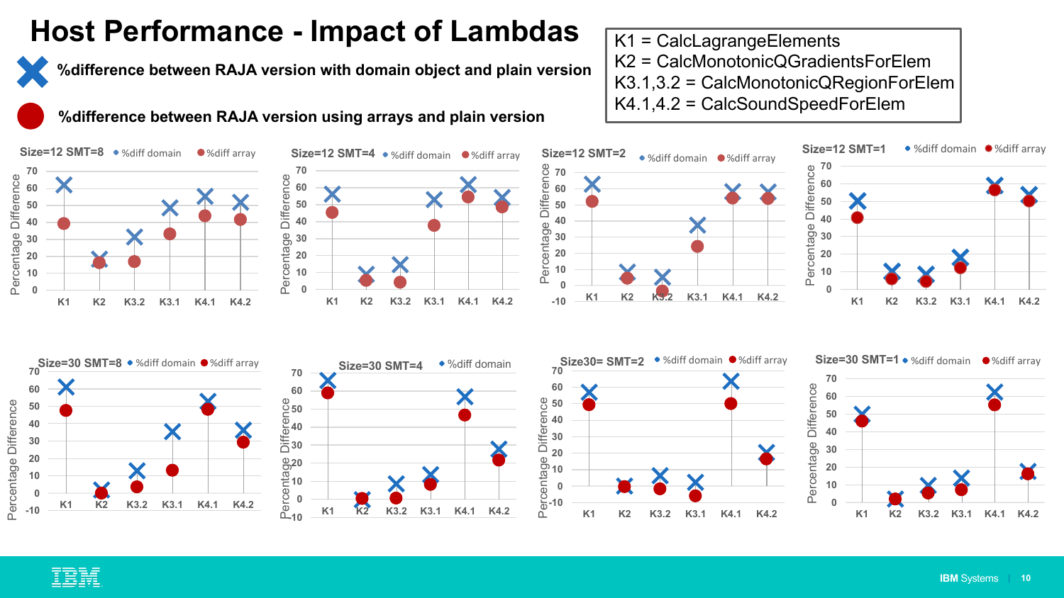# Host Performance - Impact of Lambdas

- ✕ %difference between RAJA version with domain object and plain version
- ● %difference between RAJA version using arrays and plain version

K1 = CalcLagrangeElements
K2 = CalcMonotonicQGradientsForElem
K3.1,3.2 = CalcMonotonicQRegionForElem
K4.1,4.2 = CalcSoundSpeedForElem

Size=12 SMT=8 — %diff domain, %diff array

Size=12 SMT=4 — %diff domain, %diff array

Size=12 SMT=2 — %diff domain, %diff array

Size=12 SMT=1 — %diff domain, %diff array

Size=30 SMT=8 — %diff domain, %diff array

Size=30 SMT=4 — %diff domain

Size30= SMT=2 — %diff domain, %diff array

Size=30 SMT=1 — %diff domain, %diff array

(Each chart: Percentage Difference vs. K1, K2, K3.2, K3.1, K4.1, K4.2)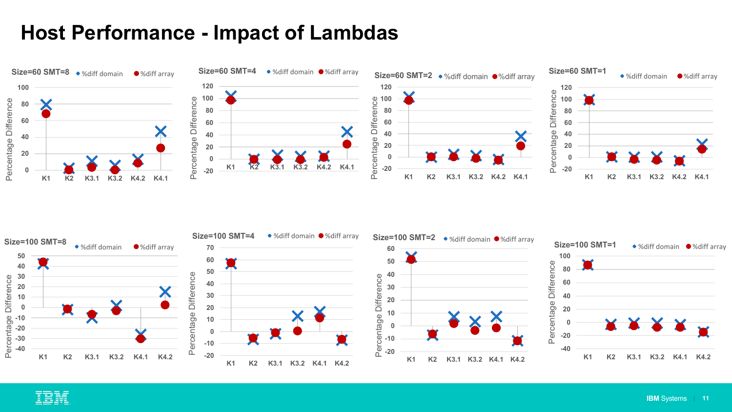# Host Performance - Impact of Lambdas

**Size=60 SMT=8** — %diff domain, %diff array

Percentage Difference: 0, 20, 40, 60, 80, 100

K1, K2, K3.1, K3.2, K4.2, K4.1

**Size=60 SMT=4** — %diff domain, %diff array

Percentage Difference: -20, 0, 20, 40, 60, 80, 100, 120

K1, K2, K3.1, K3.2, K4.2, K4.1

**Size=60 SMT=2** — %diff domain, %diff array

Percentage Difference: -20, 0, 20, 40, 60, 80, 100, 120

K1, K2, K3.1, K3.2, K4.2, K4.1

**Size=60 SMT=1** — %diff domain, %diff array

Percentage Difference: -20, 0, 20, 40, 60, 80, 100, 120

K1, K2, K3.1, K3.2, K4.2, K4.1

**Size=100 SMT=8** — %diff domain, %diff array

Percentage Difference: -40, -30, -20, -10, 0, 10, 20, 30, 40, 50

K1, K2, K3.1, K3.2, K4.1, K4.2

**Size=100 SMT=4** — %diff domain, %diff array

Percentage Difference: -20, -10, 0, 10, 20, 30, 40, 50, 60, 70

K1, K2, K3.1, K3.2, K4.1, K4.2

**Size=100 SMT=2** — %diff domain, %diff array

Percentage Difference: -20, -10, 0, 10, 20, 30, 40, 50, 60

K1, K2, K3.1, K3.2, K4.1, K4.2

**Size=100 SMT=1** — %diff domain, %diff array

Percentage Difference: -40, -20, 0, 20, 40, 60, 80, 100

K1, K2, K3.1, K3.2, K4.1, K4.2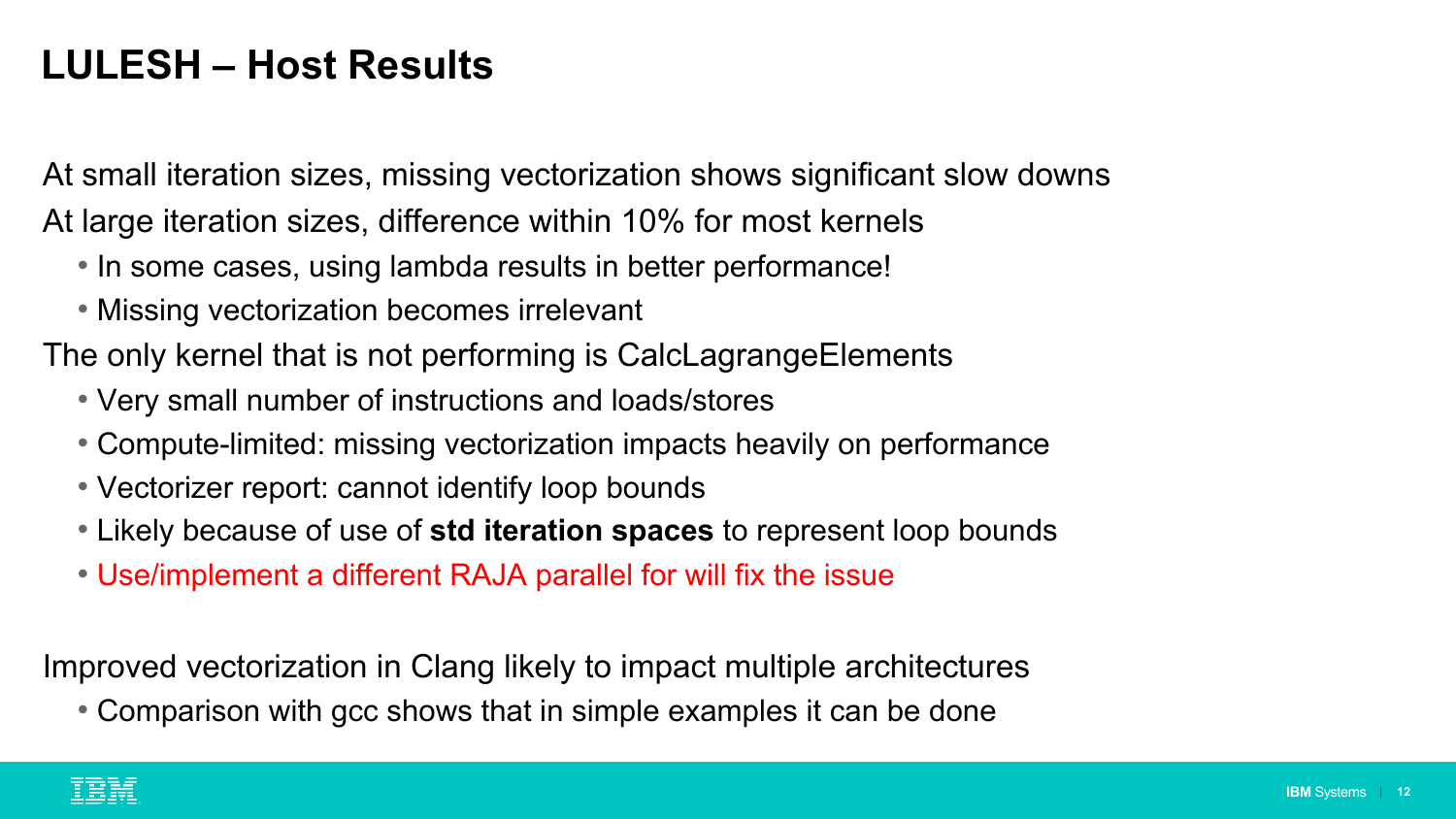# LULESH – Host Results

At small iteration sizes, missing vectorization shows significant slow downs

At large iteration sizes, difference within 10% for most kernels

- In some cases, using lambda results in better performance!
- Missing vectorization becomes irrelevant

The only kernel that is not performing is CalcLagrangeElements

- Very small number of instructions and loads/stores
- Compute-limited: missing vectorization impacts heavily on performance
- Vectorizer report: cannot identify loop bounds
- Likely because of use of **std iteration spaces** to represent loop bounds
- Use/implement a different RAJA parallel for will fix the issue

Improved vectorization in Clang likely to impact multiple architectures

- Comparison with gcc shows that in simple examples it can be done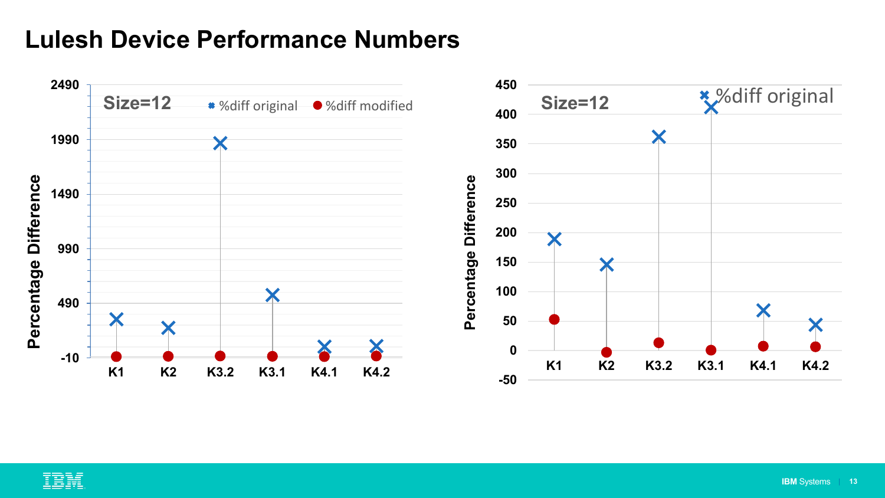# Lulesh Device Performance Numbers

Size=12

%diff original | %diff modified

Percentage Difference

2490, 1990, 1490, 990, 490, -10

K1 | K2 | K3.2 | K3.1 | K4.1 | K4.2

Size=12

%diff original

Percentage Difference

450, 400, 350, 300, 250, 200, 150, 100, 50, 0, -50

K1 | K2 | K3.2 | K3.1 | K4.1 | K4.2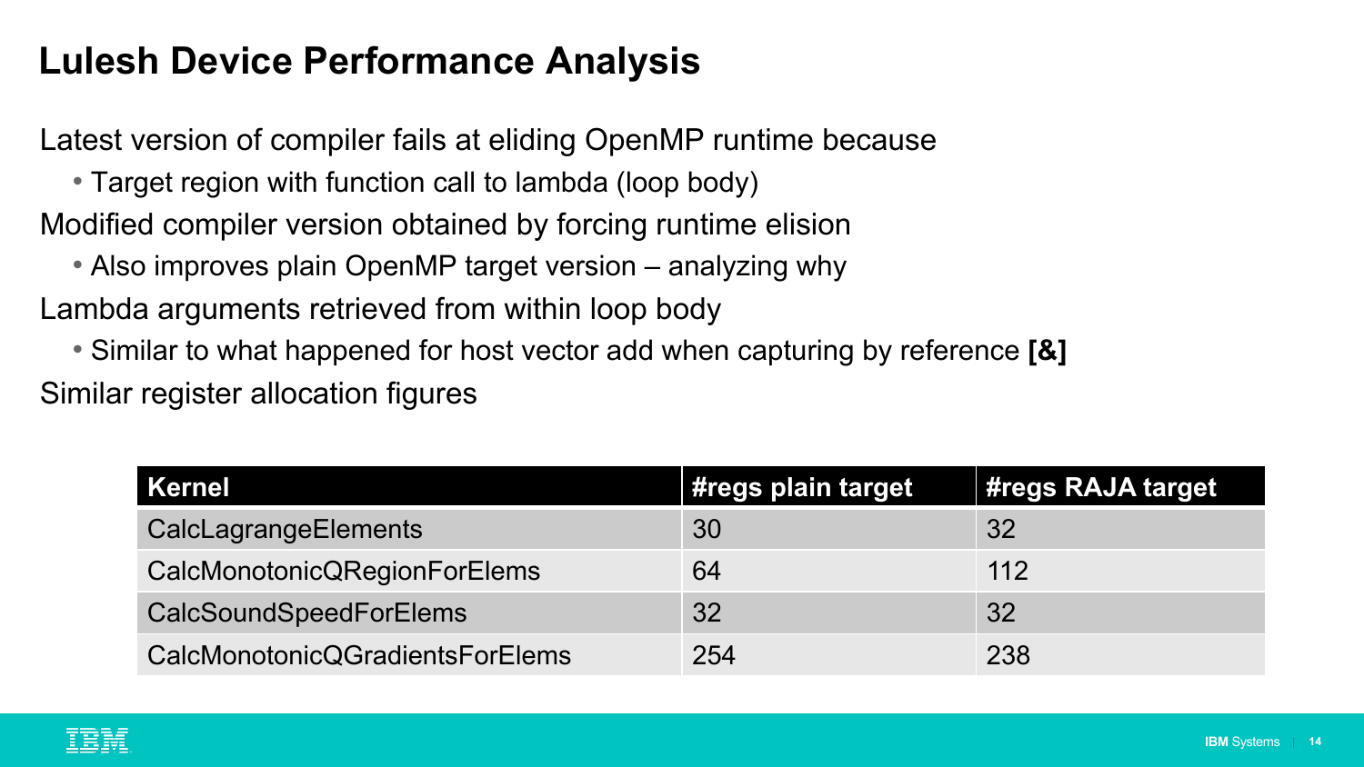# Lulesh Device Performance Analysis

Latest version of compiler fails at eliding OpenMP runtime because

- Target region with function call to lambda (loop body)

Modified compiler version obtained by forcing runtime elision

- Also improves plain OpenMP target version – analyzing why

Lambda arguments retrieved from within loop body

- Similar to what happened for host vector add when capturing by reference **[&]**

Similar register allocation figures

| Kernel | #regs plain target | #regs RAJA target |
|---|---|---|
| CalcLagrangeElements | 30 | 32 |
| CalcMonotonicQRegionForElems | 64 | 112 |
| CalcSoundSpeedForElems | 32 | 32 |
| CalcMonotonicQGradientsForElems | 254 | 238 |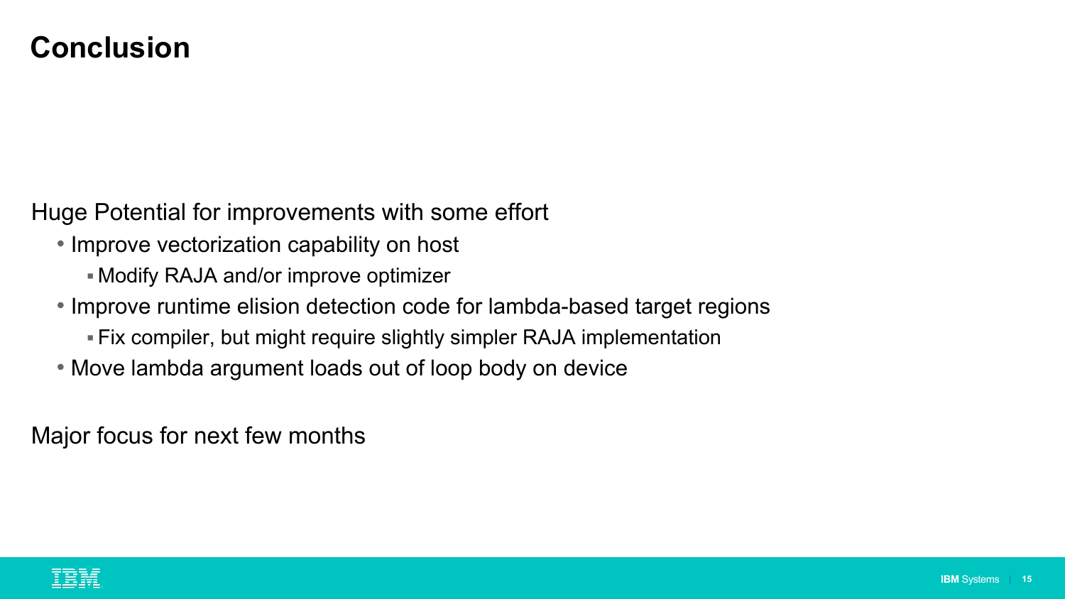# Conclusion

Huge Potential for improvements with some effort

- Improve vectorization capability on host
  - Modify RAJA and/or improve optimizer
- Improve runtime elision detection code for lambda-based target regions
  - Fix compiler, but might require slightly simpler RAJA implementation
- Move lambda argument loads out of loop body on device

Major focus for next few months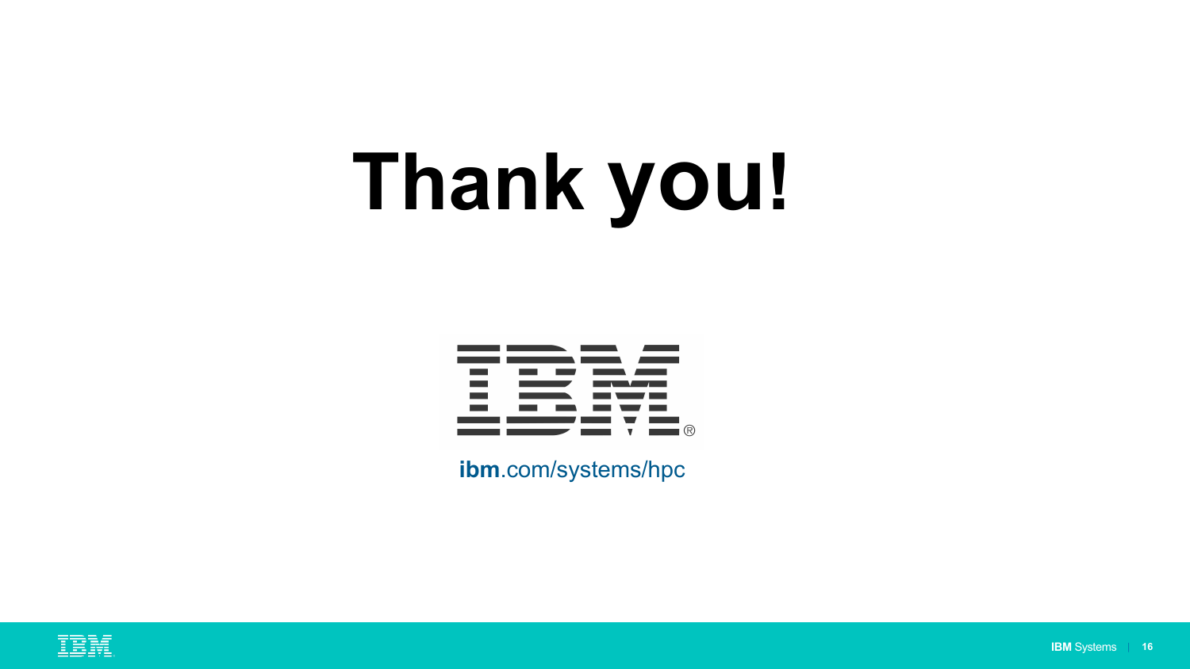# Thank you!

IBM

**ibm**.com/systems/hpc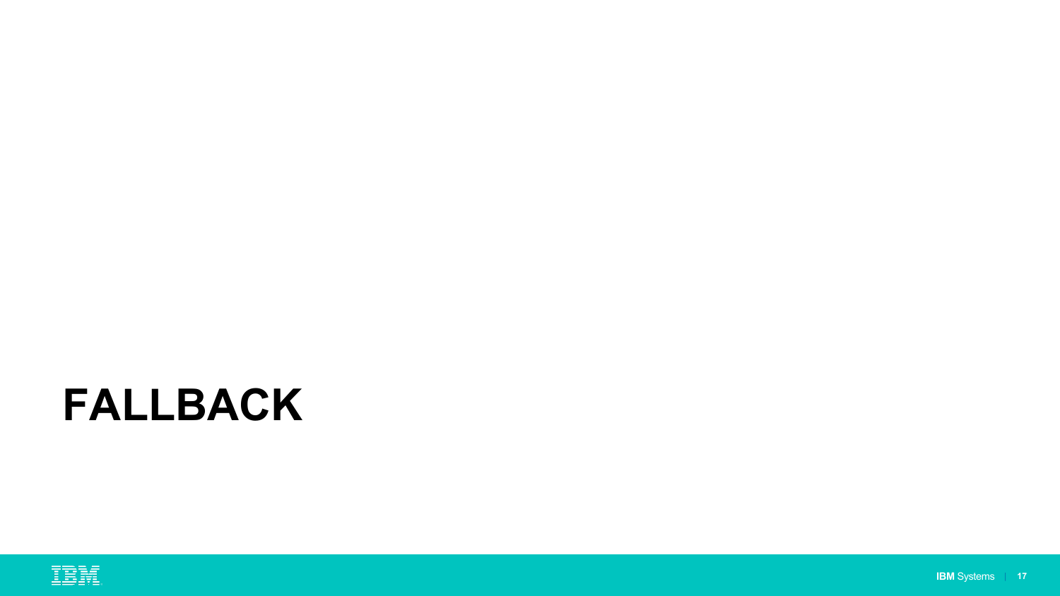# FALLBACK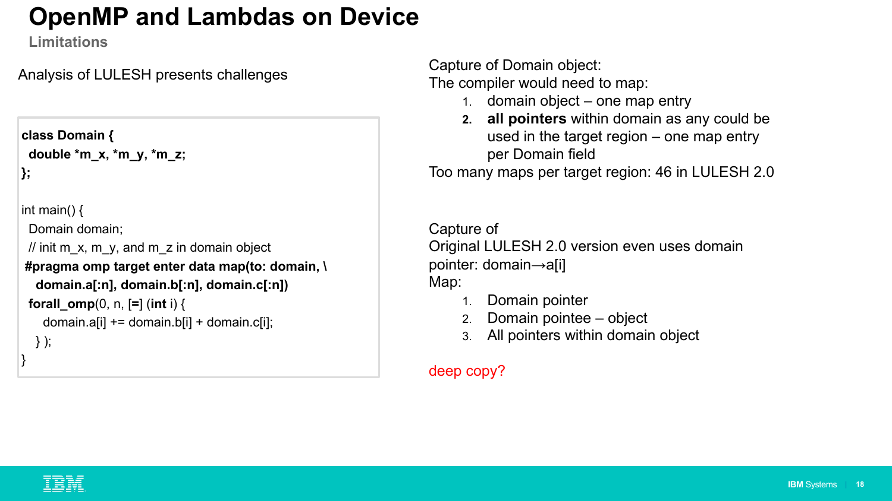# OpenMP and Lambdas on Device

## Limitations

Analysis of LULESH presents challenges

```
class Domain {
  double *m_x, *m_y, *m_z;
};

int main() {
  Domain domain;
  // init m_x, m_y, and m_z in domain object
 #pragma omp target enter data map(to: domain, \
    domain.a[:n], domain.b[:n], domain.c[:n])
  forall_omp(0, n, [=] (int i) {
      domain.a[i] += domain.b[i] + domain.c[i];
    } );
}
```

Capture of Domain object:
The compiler would need to map:

1. domain object – one map entry
2. **all pointers** within domain as any could be used in the target region – one map entry per Domain field

Too many maps per target region: 46 in LULESH 2.0

Capture of
Original LULESH 2.0 version even uses domain pointer: domain→a[i]
Map:

1. Domain pointer
2. Domain pointee – object
3. All pointers within domain object

deep copy?